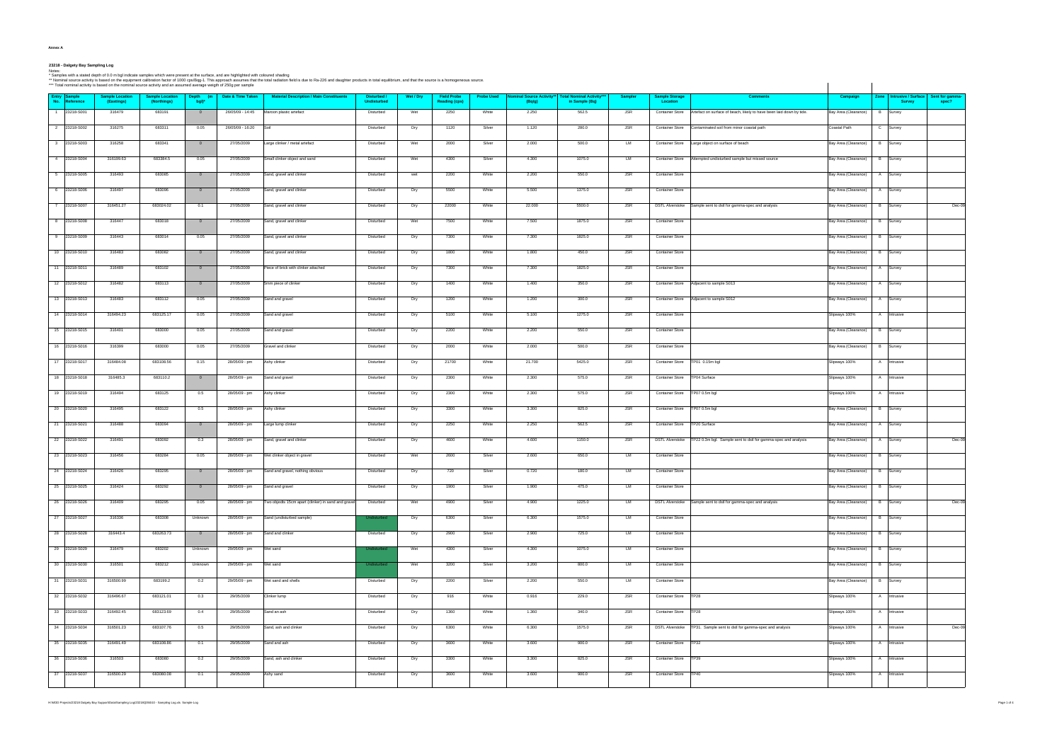**Annex A**

**23218 - Dalgety Bay Sampling Log**

Notes:
* Samples with a stated depth of 0.0 m bgl indicate samples which were present at the surface, and are highlighted with coloured shading
** Nominal source activity is based on the equipment calibration factor of 1000 cps/Bq g-1. This approach assumes that the total radiation field is due to Ra-226 and daughter products in total equilibrium, and that the source is a homogeneous source.
*** Total nominal activity is based on the nominal source activity and an assumed average weigth of 250g per sample

| Entry No. | Sample Reference | Sample Location (Eastings) | Sample Location (Northings) | Depth (m bgl)* | Date & Time Taken | Material Description / Main Constituents | Disturbed / Undisturbed | Wet / Dry | Field Probe Reading (cps) | Probe Used | Nominal Source Activity** (Bq/g) | Total Nominal Activity*** in Sample (Bq) | Sampler | Sample Storage Location | Comments | Campaign | Zone | Intrusive / Surface Survey | Sent for gamma-spec? |
|---|---|---|---|---|---|---|---|---|---|---|---|---|---|---|---|---|---|---|---|
| 1 | 23218-S001 | 316479 | 683191 | 0 | 26/05/09 - 14:45 | Maroon plastic artefact | Disturbed | Wet | 2250 | White | 2.250 | 562.5 | JSR | Container Store | Artefact on surface of beach, likely to have been laid down by tide. | Bay Area (Clearance) | B | Survey | |
| 2 | 23218-S002 | 316275 | 683311 | 0.05 | 26/05/09 - 16:20 | Soil | Disturbed | Dry | 1120 | Silver | 1.120 | 280.0 | JSR | Container Store | Contaminated soil from minor coastal path | Coastal Path | C | Survey | |
| 3 | 23218-S003 | 316258 | 683341 | 0 | 27/05/2009 | Large clinker / metal artefact | Disturbed | Wet | 2000 | Silver | 2.000 | 500.0 | LM | Container Store | Large object on surface of beach | Bay Area (Clearance) | B | Survey | |
| 4 | 23218-S004 | 316199.63 | 683384.5 | 0.05 | 27/05/2009 | Small clinker object and sand | Disturbed | Wet | 4300 | Silver | 4.300 | 1075.0 | LM | Container Store | Attempted undisturbed sample but missed source | Bay Area (Clearance) | B | Survey | |
| 5 | 23218-S005 | 316493 | 683085 | 0 | 27/05/2009 | Sand, gravel and clinker | Disturbed | wet | 2200 | White | 2.200 | 550.0 | JSR | Container Store | | Bay Area (Clearance) | A | Survey | |
| 6 | 23218-S006 | 316487 | 683096 | 0 | 27/05/2009 | Sand, gravel and clinker | Disturbed | Dry | 5500 | White | 5.500 | 1375.0 | JSR | Container Store | | Bay Area (Clearance) | A | Survey | |
| 7 | 23218-S007 | 316451.27 | 683024.02 | 0.1 | 27/05/2009 | Sand, gravel and clinker | Disturbed | Dry | 22000 | White | 22.000 | 5500.0 | JSR | DSTL Alverstoke | Sample sent to dstl for gamma-spec and analysis | Bay Area (Clearance) | B | Survey | Dec-09 |
| 8 | 23218-S008 | 316447 | 683018 | 0 | 27/05/2009 | Sand, gravel and clinker | Disturbed | Wet | 7500 | White | 7.500 | 1875.0 | JSR | Container Store | | Bay Area (Clearance) | B | Survey | |
| 9 | 23218-S009 | 316443 | 683014 | 0.05 | 27/05/2009 | Sand, gravel and clinker | Disturbed | Dry | 7300 | White | 7.300 | 1825.0 | JSR | Container Store | | Bay Area (Clearance) | B | Survey | |
| 10 | 23218-S010 | 316483 | 683082 | 0 | 27/05/2009 | Sand, gravel and clinker | Disturbed | Dry | 1800 | White | 1.800 | 450.0 | JSR | Container Store | | Bay Area (Clearance) | B | Survey | |
| 11 | 23218-S011 | 316489 | 683102 | 0 | 27/05/2009 | Piece of brick with clinker attached | Disturbed | Dry | 7300 | White | 7.300 | 1825.0 | JSR | Container Store | | Bay Area (Clearance) | A | Survey | |
| 12 | 23218-S012 | 316482 | 683113 | 0 | 27/05/2009 | 5mm piece of clinker | Disturbed | Dry | 1400 | White | 1.400 | 350.0 | JSR | Container Store | Adjacent to sample S013 | Bay Area (Clearance) | A | Survey | |
| 13 | 23218-S013 | 316483 | 683112 | 0.05 | 27/05/2009 | Sand and gravel | Disturbed | Dry | 1200 | White | 1.200 | 300.0 | JSR | Container Store | Adjacent to sample S012 | Bay Area (Clearance) | A | Survey | |
| 14 | 23218-S014 | 316494.23 | 683125.17 | 0.05 | 27/05/2009 | Sand and gravel | Disturbed | Dry | 5100 | White | 5.100 | 1275.0 | JSR | Container Store | | Slipways 100% | A | Intrusive | |
| 15 | 23218-S015 | 316401 | 683000 | 0.05 | 27/05/2009 | Sand and gravel | Disturbed | Dry | 2200 | White | 2.200 | 550.0 | JSR | Container Store | | Bay Area (Clearance) | B | Survey | |
| 16 | 23218-S016 | 316399 | 683000 | 0.05 | 27/05/2009 | Gravel and clinker | Disturbed | Dry | 2000 | White | 2.000 | 500.0 | JSR | Container Store | | Bay Area (Clearance) | B | Survey | |
| 17 | 23218-S017 | 316484.08 | 683108.56 | 0.15 | 28/05/09 - pm | Ashy clinker | Disturbed | Dry | 21700 | White | 21.700 | 5425.0 | JSR | Container Store | TP01 0.15m bgl | Slipways 100% | A | Intrusive | |
| 18 | 23218-S018 | 316485.3 | 683110.2 | 0 | 28/05/09 - pm | Sand and gravel | Disturbed | Dry | 2300 | White | 2.300 | 575.0 | JSR | Container Store | TP04 Surface | Slipways 100% | A | Intrusive | |
| 19 | 23218-S019 | 316494 | 683125 | 0.5 | 28/05/09 - pm | Ashy clinker | Disturbed | Dry | 2300 | White | 2.300 | 575.0 | JSR | Container Store | TP07 0.5m bgl | Slipways 100% | A | Intrusive | |
| 20 | 23218-S020 | 316495 | 683122 | 0.5 | 28/05/09 - pm | Ashy clinker | Disturbed | Dry | 3300 | White | 3.300 | 825.0 | JSR | Container Store | TP07 0.5m bgl | Bay Area (Clearance) | B | Survey | |
| 21 | 23218-S021 | 316488 | 683094 | 0 | 28/05/09 - pm | Large lump clinker | Disturbed | Dry | 2250 | White | 2.250 | 562.5 | JSR | Container Store | TP20 Surface | Bay Area (Clearance) | A | Survey | |
| 22 | 23218-S022 | 316491 | 683092 | 0.3 | 28/05/09 - pm | Sand, gravel and clinker | Disturbed | Dry | 4600 | White | 4.600 | 1150.0 | JSR | DSTL Alverstoke | TP22 0.3m bgl. Sample sent to dstl for gamma-spec and analysis | Bay Area (Clearance) | A | Survey | Dec-09 |
| 23 | 23218-S023 | 316456 | 683284 | 0.05 | 28/05/09 - pm | Wet clinker object in gravel | Disturbed | Wet | 2600 | Silver | 2.600 | 650.0 | LM | Container Store | | Bay Area (Clearance) | B | Survey | |
| 24 | 23218-S024 | 316426 | 683295 | 0 | 28/05/09 - pm | Sand and gravel, nothing obvious | Disturbed | Dry | 720 | Silver | 0.720 | 180.0 | LM | Container Store | | Bay Area (Clearance) | B | Survey | |
| 25 | 23218-S025 | 316424 | 683292 | 0 | 28/05/09 - pm | Sand and gravel | Disturbed | Dry | 1900 | Silver | 1.900 | 475.0 | LM | Container Store | | Bay Area (Clearance) | B | Survey | |
| 26 | 23218-S026 | 316409 | 683295 | 0.05 | 28/05/09 - pm | Two objects 15cm apart (clinker) in sand and gravel | Disturbed | Wet | 4900 | Silver | 4.900 | 1225.0 | LM | DSTL Alverstoke | Sample sent to dstl for gamma-spec and analysis | Bay Area (Clearance) | B | Survey | Dec-09 |
| 27 | 23218-S027 | 316336 | 683308 | Unknown | 28/05/09 - pm | Sand (undisturbed sample) | Undisturbed | Dry | 6300 | Silver | 6.300 | 1575.0 | LM | Container Store | | Bay Area (Clearance) | B | Survey | |
| 28 | 23218-S028 | 316443.4 | 683263.73 | 0 | 28/05/09 - pm | Sand and clinker | Disturbed | Dry | 2900 | Silver | 2.900 | 725.0 | LM | Container Store | | Bay Area (Clearance) | B | Survey | |
| 29 | 23218-S029 | 316479 | 683202 | Unknown | 29/05/09 - pm | Wet sand | Undisturbed | Wet | 4300 | Silver | 4.300 | 1075.0 | LM | Container Store | | Bay Area (Clearance) | B | Survey | |
| 30 | 23218-S030 | 316501 | 683212 | Unknown | 29/05/09 - pm | Wet sand | Undisturbed | Wet | 3200 | Silver | 3.200 | 800.0 | LM | Container Store | | Bay Area (Clearance) | B | Survey | |
| 31 | 23218-S031 | 316500.99 | 683199.2 | 0.2 | 29/05/09 - pm | Wet sand and shells | Disturbed | Dry | 2200 | Silver | 2.200 | 550.0 | LM | Container Store | | Bay Area (Clearance) | B | Survey | |
| 32 | 23218-S032 | 316496.67 | 683121.01 | 0.3 | 29/05/2009 | Clinker lump | Disturbed | Dry | 916 | White | 0.916 | 229.0 | JSR | Container Store | TP28 | Slipways 100% | A | Intrusive | |
| 33 | 23218-S033 | 316492.45 | 683123.69 | 0.4 | 29/05/2009 | Sand an ash | Disturbed | Dry | 1360 | White | 1.360 | 340.0 | JSR | Container Store | TP28 | Slipways 100% | A | Intrusive | |
| 34 | 23218-S034 | 316501.23 | 683107.76 | 0.5 | 29/05/2009 | Sand, ash and clinker | Disturbed | Dry | 6300 | White | 6.300 | 1575.0 | JSR | DSTL Alverstoke | TP31. Sample sent to dstl for gamma-spec and analysis | Slipways 100% | A | Intrusive | Dec-09 |
| 35 | 23218-S035 | 316491.49 | 683108.86 | 0.1 | 29/05/2009 | Sand and ash | Disturbed | Dry | 3600 | White | 3.600 | 900.0 | JSR | Container Store | TP32 | Slipways 100% | A | Intrusive | |
| 36 | 23218-S036 | 316503 | 683080 | 0.2 | 29/05/2009 | Sand, ash and clinker | Disturbed | Dry | 3300 | White | 3.300 | 825.0 | JSR | Container Store | TP39 | Slipways 100% | A | Intrusive | |
| 37 | 23218-S037 | 316500.29 | 683080.06 | 0.1 | 29/05/2009 | Ashy sand | Disturbed | Dry | 3600 | White | 3.600 | 900.0 | JSR | Container Store | TP40 | Slipways 100% | A | Intrusive | |

H:\MOD Projects\23218 Dalgety Bay Support\Data\Sampling Log\23218Q00010 - Sampling Log.xls: Sample Log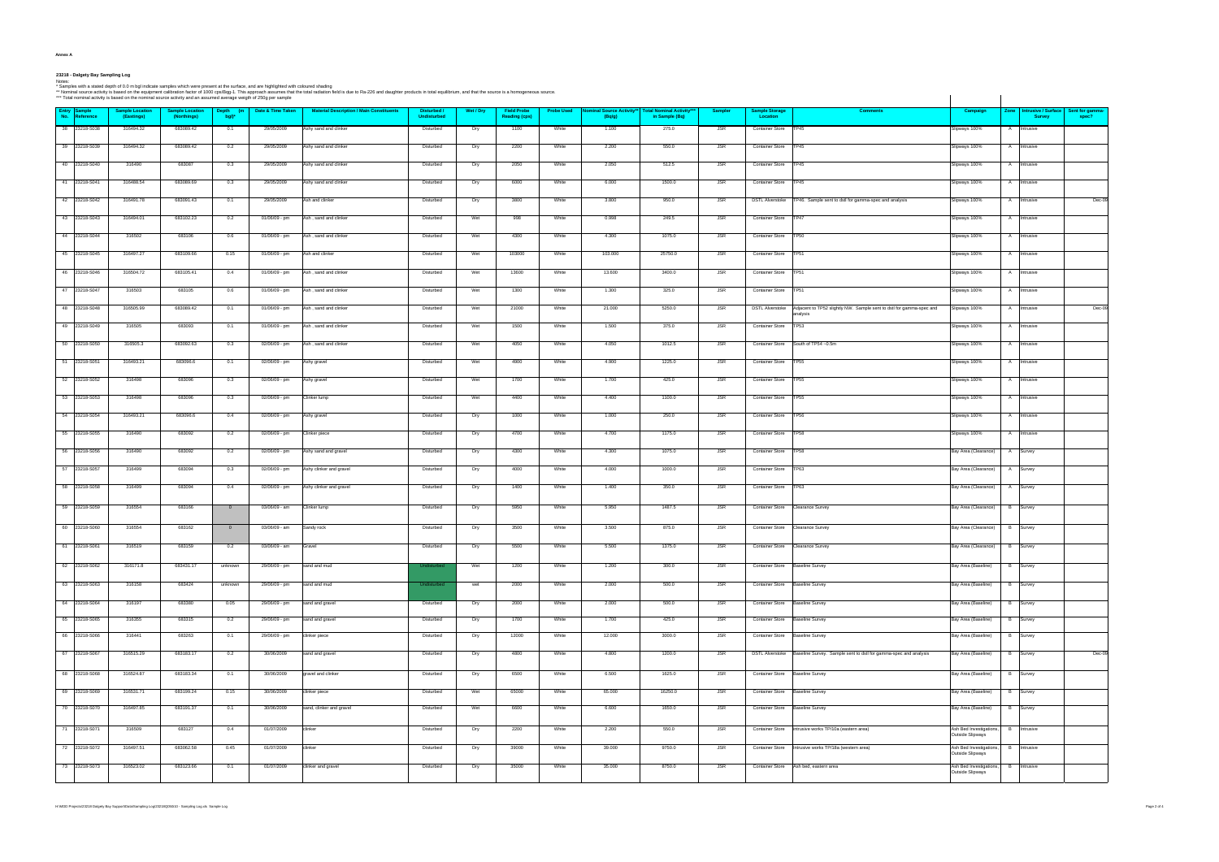**Annex A**

**23218 - Dalgety Bay Sampling Log**

Notes:
\* Samples with a stated depth of 0.0 m bgl indicate samples which were present at the surface, and are highlighted with coloured shading
\*\* Nominal source activity is based on the equipment calibration factor of 1000 cps/Bq-1. This approach assumes that the total radiation field is due to Ra-226 and daughter products in total equilibrium, and that the source is a homogeneous source.
\*\*\* Total nominal activity is based on the nominal source activity and an assumed average weigth of 250g per sample

| Entry No. | Sample Reference | Sample Location (Eastings) | Sample Location (Northings) | Depth (m bgl)* | Date & Time Taken | Material Description / Main Constituents | Disturbed / Undisturbed | Wet / Dry | Field Probe Reading (cps) | Probe Used | Nominal Source Activity** (Bq/g) | Total Nominal Activity*** in Sample (Bq) | Sampler | Sample Storage Location | Comments | Campaign | Zone | Intrusive / Surface Survey | Sent for gamma-spec? |
|---|---|---|---|---|---|---|---|---|---|---|---|---|---|---|---|---|---|---|---|
| 38 | 23218-S038 | 316494.32 | 683089.42 | 0.1 | 29/05/2009 | Ashy sand and clinker | Disturbed | Dry | 1100 | White | 1.100 | 275.0 | JSR | Container Store | TP45 | Slipways 100% | A | Intrusive | |
| 39 | 23218-S039 | 316494.32 | 683089.42 | 0.2 | 29/05/2009 | Ashy sand and clinker | Disturbed | Dry | 2200 | White | 2.200 | 550.0 | JSR | Container Store | TP45 | Slipways 100% | A | Intrusive | |
| 40 | 23218-S040 | 316490 | 683087 | 0.3 | 29/05/2009 | Ashy sand and clinker | Disturbed | Dry | 2050 | White | 2.050 | 512.5 | JSR | Container Store | TP45 | Slipways 100% | A | Intrusive | |
| 41 | 23218-S041 | 316488.54 | 683089.69 | 0.3 | 29/05/2009 | Ashy sand and clinker | Disturbed | Dry | 6000 | White | 6.000 | 1500.0 | JSR | Container Store | TP45 | Slipways 100% | A | Intrusive | |
| 42 | 23218-S042 | 316491.78 | 683091.43 | 0.1 | 29/05/2009 | Ash and clinker | Disturbed | Dry | 3800 | White | 3.800 | 950.0 | JSR | DSTL Alverstoke | TP46. Sample sent to dstl for gamma-spec and analysis | Slipways 100% | A | Intrusive | Dec-09 |
| 43 | 23218-S043 | 316494.01 | 683102.23 | 0.2 | 01/06/09 - pm | Ash , sand and clinker | Disturbed | Wet | 998 | White | 0.998 | 249.5 | JSR | Container Store | TP47 | Slipways 100% | A | Intrusive | |
| 44 | 23218-S044 | 316502 | 683106 | 0.6 | 01/06/09 - pm | Ash , sand and clinker | Disturbed | Wet | 4300 | White | 4.300 | 1075.0 | JSR | Container Store | TP50 | Slipways 100% | A | Intrusive | |
| 45 | 23218-S045 | 316497.27 | 683109.66 | 0.15 | 01/06/09 - pm | Ash and clinker | Disturbed | Wet | 103000 | White | 103.000 | 25750.0 | JSR | Container Store | TP51 | Slipways 100% | A | Intrusive | |
| 46 | 23218-S046 | 316504.72 | 683105.41 | 0.4 | 01/06/09 - pm | Ash , sand and clinker | Disturbed | Wet | 13600 | White | 13.600 | 3400.0 | JSR | Container Store | TP51 | Slipways 100% | A | Intrusive | |
| 47 | 23218-S047 | 316503 | 683105 | 0.6 | 01/06/09 - pm | Ash , sand and clinker | Disturbed | Wet | 1300 | White | 1.300 | 325.0 | JSR | Container Store | TP51 | Slipways 100% | A | Intrusive | |
| 48 | 23218-S048 | 316505.99 | 683089.42 | 0.1 | 01/06/09 - pm | Ash , sand and clinker | Disturbed | Wet | 21000 | White | 21.000 | 5250.0 | JSR | DSTL Alverstoke | Adjacent to TP52 slightly NW. Sample sent to dstl for gamma-spec and analysis | Slipways 100% | A | Intrusive | Dec-09 |
| 49 | 23218-S049 | 316505 | 683093 | 0.1 | 01/06/09 - pm | Ash , sand and clinker | Disturbed | Wet | 1500 | White | 1.500 | 375.0 | JSR | Container Store | TP53 | Slipways 100% | A | Intrusive | |
| 50 | 23218-S050 | 316505.3 | 683092.63 | 0.3 | 02/06/09 - pm | Ash , sand and clinker | Disturbed | Wet | 4050 | White | 4.050 | 1012.5 | JSR | Container Store | South of TP54 ~0.5m | Slipways 100% | A | Intrusive | |
| 51 | 23218-S051 | 316493.21 | 683096.6 | 0.1 | 02/06/09 - pm | Ashy gravel | Disturbed | Wet | 4900 | White | 4.900 | 1225.0 | JSR | Container Store | TP55 | Slipways 100% | A | Intrusive | |
| 52 | 23218-S052 | 316496 | 683096 | 0.3 | 02/06/09 - pm | Ashy gravel | Disturbed | Wet | 1700 | White | 1.700 | 425.0 | JSR | Container Store | TP55 | Slipways 100% | A | Intrusive | |
| 53 | 23218-S053 | 316496 | 683096 | 0.3 | 02/06/09 - pm | Clinker lump | Disturbed | Wet | 4400 | White | 4.400 | 1100.0 | JSR | Container Store | TP55 | Slipways 100% | A | Intrusive | |
| 54 | 23218-S054 | 316493.21 | 683096.6 | 0.4 | 02/06/09 - pm | Ashy gravel | Disturbed | Dry | 1000 | White | 1.000 | 250.0 | JSR | Container Store | TP56 | Slipways 100% | A | Intrusive | |
| 55 | 23218-S055 | 316490 | 683092 | 0.2 | 02/06/09 - pm | Clinker piece | Disturbed | Dry | 4700 | White | 4.700 | 1175.0 | JSR | Container Store | TP58 | Slipways 100% | A | Intrusive | |
| 56 | 23218-S056 | 316490 | 683092 | 0.2 | 02/06/09 - pm | Ashy sand and gravel | Disturbed | Dry | 4300 | White | 4.300 | 1075.0 | JSR | Container Store | TP58 | Bay Area (Clearance) | A | Survey | |
| 57 | 23218-S057 | 316499 | 683094 | 0.3 | 02/06/09 - pm | Ashy clinker and gravel | Disturbed | Dry | 4000 | White | 4.000 | 1000.0 | JSR | Container Store | TP63 | Bay Area (Clearance) | A | Survey | |
| 58 | 23218-S058 | 316499 | 683094 | 0.4 | 02/06/09 - pm | Ashy clinker and gravel | Disturbed | Dry | 1400 | White | 1.400 | 350.0 | JSR | Container Store | TP63 | Bay Area (Clearance) | A | Survey | |
| 59 | 23218-S059 | 316554 | 683166 | 0 | 03/06/09 - am | Clinker lump | Disturbed | Dry | 5950 | White | 5.950 | 1487.5 | JSR | Container Store | Clearance Survey | Bay Area (Clearance) | B | Survey | |
| 60 | 23218-S060 | 316554 | 683162 | 0 | 03/06/09 - am | Sandy rock | Disturbed | Dry | 3500 | White | 3.500 | 875.0 | JSR | Container Store | Clearance Survey | Bay Area (Clearance) | B | Survey | |
| 61 | 23218-S061 | 316519 | 683159 | 0.2 | 03/06/09 - am | Gravel | Disturbed | Dry | 5500 | White | 5.500 | 1375.0 | JSR | Container Store | Clearance Survey | Bay Area (Clearance) | B | Survey | |
| 62 | 23218-S062 | 316171.8 | 683431.17 | unknown | 29/06/09 - pm | sand and mud | Undisturbed | Wet | 1200 | White | 1.200 | 300.0 | JSR | Container Store | Baseline Survey | Bay Area (Baseline) | B | Survey | |
| 63 | 23218-S063 | 316158 | 683424 | unknown | 29/06/09 - pm | sand and mud | Undisturbed | wet | 2000 | White | 2.000 | 500.0 | JSR | Container Store | Baseline Survey | Bay Area (Baseline) | B | Survey | |
| 64 | 23218-S064 | 316197 | 683380 | 0.05 | 29/06/09 - pm | sand and gravel | Disturbed | Dry | 2000 | White | 2.000 | 500.0 | JSR | Container Store | Baseline Survey | Bay Area (Baseline) | B | Survey | |
| 65 | 23218-S065 | 316355 | 683315 | 0.2 | 29/06/09 - pm | sand and gravel | Disturbed | Dry | 1700 | White | 1.700 | 425.0 | JSR | Container Store | Baseline Survey | Bay Area (Baseline) | B | Survey | |
| 66 | 23218-S066 | 316441 | 683263 | 0.1 | 29/06/09 - pm | clinker piece | Disturbed | Dry | 12000 | White | 12.000 | 3000.0 | JSR | Container Store | Baseline Survey | Bay Area (Baseline) | B | Survey | |
| 67 | 23218-S067 | 316515.29 | 683183.17 | 0.2 | 30/06/2009 | sand and gravel | Disturbed | Dry | 4800 | White | 4.800 | 1200.0 | JSR | DSTL Alverstoke | Baseline Survey. Sample sent to dstl for gamma-spec and analysis | Bay Area (Baseline) | B | Survey | Dec-09 |
| 68 | 23218-S068 | 316524.67 | 683183.34 | 0.1 | 30/06/2009 | gravel and clinker | Disturbed | Dry | 6500 | White | 6.500 | 1625.0 | JSR | Container Store | Baseline Survey | Bay Area (Baseline) | B | Survey | |
| 69 | 23218-S069 | 316531.71 | 683199.24 | 0.15 | 30/06/2009 | clinker piece | Disturbed | Wet | 65000 | White | 65.000 | 16250.0 | JSR | Container Store | Baseline Survey | Bay Area (Baseline) | B | Survey | |
| 70 | 23218-S070 | 316497.85 | 683191.37 | 0.1 | 30/06/2009 | sand, clinker and gravel | Disturbed | Wet | 6600 | White | 6.600 | 1650.0 | JSR | Container Store | Baseline Survey | Bay Area (Baseline) | B | Survey | |
| 71 | 23218-S071 | 316509 | 683127 | 0.4 | 01/07/2009 | clinker | Disturbed | Dry | 2200 | White | 2.200 | 550.0 | JSR | Container Store | Intrusive works TP/10a (eastern area) | Ash Bed Investigations, Outside Slipways | B | Intrusive | |
| 72 | 23218-S072 | 316497.51 | 683062.58 | 0.45 | 01/07/2009 | clinker | Disturbed | Dry | 39000 | White | 39.000 | 9750.0 | JSR | Container Store | Intrusive works TP/18a (western area) | Ash Bed Investigations, Outside Slipways | B | Intrusive | |
| 73 | 23218-S073 | 316523.02 | 683123.66 | 0.1 | 01/07/2009 | clinker and gravel | Disturbed | Dry | 35000 | White | 35.000 | 8750.0 | JSR | Container Store | Ash bed, eastern area | Ash Bed Investigations, Outside Slipways | B | Intrusive | |

H:\MDG Projects\23218 Dalgety Bay Support\Data\Sampling Log\23218Q09010 - Sampling Log.xls: Sample Log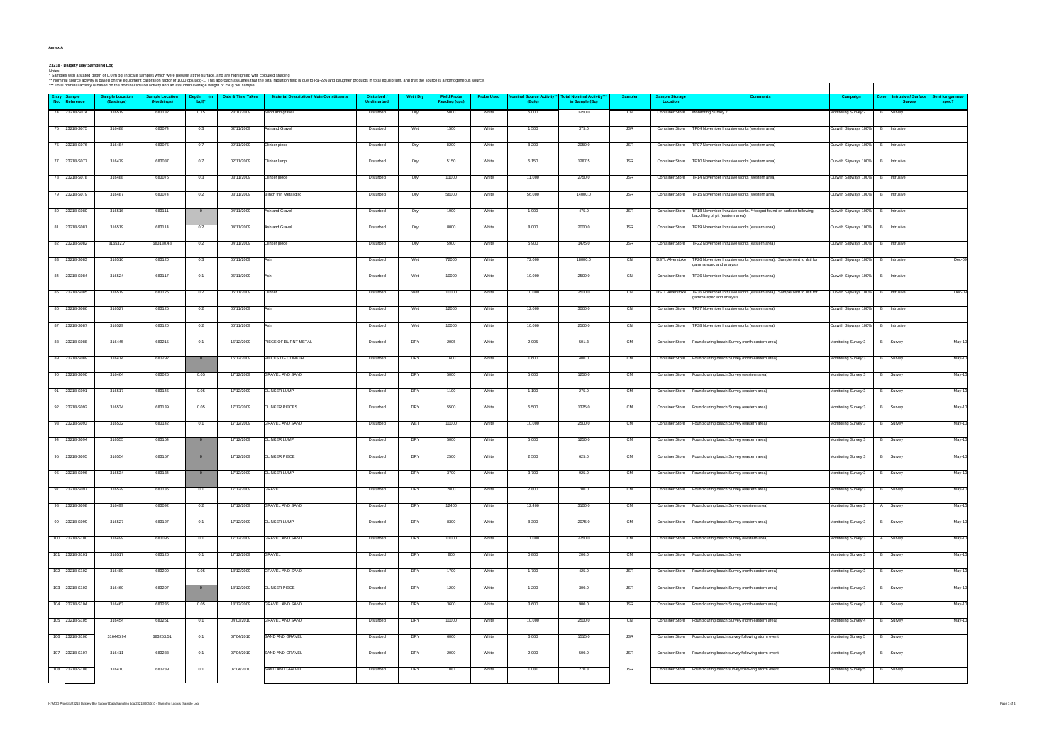**Annex A**

**23218 - Dalgety Bay Sampling Log**

Notes:
* Samples with a stated depth of 0.0 m bgl indicate samples which were present at the surface, and are highlighted with coloured shading
** Nominal source activity is based on the equipment calibration factor of 1000 cps/Bq g-1. This approach assumes that the total radiation field is due to Ra-226 and daughter products in total equilibrium, and that the source is a homogeneous source.
*** Total nominal activity is based on the nominal source activity and an assumed average weigth of 250g per sample

| Entry No. | Sample Reference | Sample Location (Eastings) | Sample Location (Northings) | Depth (m bgl)* | Date & Time Taken | Material Description / Main Constituents | Disturbed / Undisturbed | Wet / Dry | Field Probe Reading (cps) | Probe Used | Nominal Source Activity** (Bq/g) | Total Nominal Activity*** in Sample (Bq) | Sampler | Sample Storage Location | Comments | Campaign | Zone | Intrusive / Surface Survey | Sent for gamma-spec? |
|---|---|---|---|---|---|---|---|---|---|---|---|---|---|---|---|---|---|---|---|
| 74 | 23218-S074 | 316519 | 683132 | 0.15 | 23/10/2009 | Sand and gravel | Disturbed | Dry | 5000 | White | 5.000 | 1250.0 | CN | Container Store | Monitoring Survey 2 | Monitoring Survey 2 | B | Survey | |
| 75 | 23218-S075 | 316488 | 683074 | 0.3 | 02/11/2009 | Ash and Gravel | Disturbed | Wet | 1500 | White | 1.500 | 375.0 | JSR | Container Store | TP04 November Intrusive works (western area) | Outwith Slipways 100% | B | Intrusive | |
| 76 | 23218-S076 | 316484 | 683076 | 0.7 | 02/11/2009 | Clinker piece | Disturbed | Dry | 8200 | White | 8.200 | 2050.0 | JSR | Container Store | TP07 November Intrusive works (western area) | Outwith Slipways 100% | B | Intrusive | |
| 77 | 23218-S077 | 316479 | 683087 | 0.7 | 02/11/2009 | Clinker lump | Disturbed | Dry | 5150 | White | 5.150 | 1287.5 | JSR | Container Store | TP10 November Intrusive works (western area) | Outwith Slipways 100% | B | Intrusive | |
| 78 | 23218-S078 | 316488 | 683075 | 0.3 | 03/11/2009 | Clinker piece | Disturbed | Dry | 11000 | White | 11.000 | 2750.0 | JSR | Container Store | TP14 November Intrusive works (western area) | Outwith Slipways 100% | B | Intrusive | |
| 79 | 23218-S079 | 316487 | 683074 | 0.2 | 03/11/2009 | 3 inch thin Metal disc | Disturbed | Dry | 56000 | White | 56.000 | 14000.0 | JSR | Container Store | TP15 November Intrusive works (western area) | Outwith Slipways 100% | B | Intrusive | |
| 80 | 23218-S080 | 316516 | 683111 | 0 | 04/11/2009 | Ash and Gravel | Disturbed | Dry | 1900 | White | 1.900 | 475.0 | JSR | Container Store | TP18 November Intrusive works. *Hotspot found on surface following backfilling of pit (eastern area) | Outwith Slipways 100% | B | Intrusive | |
| 81 | 23218-S081 | 316519 | 683114 | 0.2 | 04/11/2009 | Ash and Gravel | Disturbed | Dry | 8000 | White | 8.000 | 2000.0 | JSR | Container Store | TP19 November Intrusive works (eastern area) | Outwith Slipways 100% | B | Intrusive | |
| 82 | 23218-S082 | 316532.7 | 683130.48 | 0.2 | 04/11/2009 | Clinker piece | Disturbed | Dry | 5900 | White | 5.900 | 1475.0 | JSR | Container Store | TP22 November Intrusive works (eastern area) | Outwith Slipways 100% | B | Intrusive | |
| 83 | 23218-S083 | 316516 | 683120 | 0.3 | 05/11/2009 | Ash | Disturbed | Wet | 72000 | White | 72.000 | 18000.0 | CN | DSTL Alverstoke | TP26 November Intrusive works (eastern area). Sample sent to dstl for gamma-spec and analysis | Outwith Slipways 100% | B | Intrusive | Dec-09 |
| 84 | 23218-S084 | 316524 | 683117 | 0.1 | 06/11/2009 | Ash | Disturbed | Wet | 10000 | White | 10.000 | 2500.0 | CN | Container Store | TP36 November Intrusive works (eastern area) | Outwith Slipways 100% | B | Intrusive | |
| 85 | 23218-S085 | 316519 | 683125 | 0.2 | 06/11/2009 | Clinker | Disturbed | Wet | 10000 | White | 10.000 | 2500.0 | CN | DSTL Alverstoke | TP36 November Intrusive works (eastern area). Sample sent to dstl for gamma-spec and analysis | Outwith Slipways 100% | B | Intrusive | Dec-09 |
| 86 | 23218-S086 | 316527 | 683125 | 0.2 | 06/11/2009 | Ash | Disturbed | Wet | 12000 | White | 12.000 | 3000.0 | CN | Container Store | TP37 November Intrusive works (eastern area) | Outwith Slipways 100% | B | Intrusive | |
| 87 | 23218-S087 | 316529 | 683120 | 0.2 | 06/11/2009 | Ash | Disturbed | Wet | 10000 | White | 10.000 | 2500.0 | CN | Container Store | TP38 November Intrusive works (eastern area) | Outwith Slipways 100% | B | Intrusive | |
| 88 | 23218-S088 | 316445 | 683215 | 0.1 | 16/12/2009 | PIECE OF BURNT METAL | Disturbed | DRY | 2005 | White | 2.005 | 501.3 | CM | Container Store | Found during beach Survey (north eastern area) | Monitoring Survey 3 | B | Survey | May-10 |
| 89 | 23218-S089 | 316414 | 683292 | 0 | 16/12/2009 | PIECES OF CLINKER | Disturbed | DRY | 1600 | White | 1.600 | 400.0 | CM | Container Store | Found during beach Survey (north eastern area) | Monitoring Survey 3 | B | Survey | May-10 |
| 90 | 23218-S090 | 316464 | 683025 | 0.05 | 17/12/2009 | GRAVEL AND SAND | Disturbed | DRY | 5000 | White | 5.000 | 1250.0 | CM | Container Store | Found during beach Survey (western area) | Monitoring Survey 3 | B | Survey | May-10 |
| 91 | 23218-S091 | 316517 | 683146 | 0.05 | 17/12/2009 | CLINKER LUMP | Disturbed | DRY | 1100 | White | 1.100 | 275.0 | CM | Container Store | Found during beach Survey (eastern area) | Monitoring Survey 3 | B | Survey | May-10 |
| 92 | 23218-S092 | 316534 | 683139 | 0.05 | 17/12/2009 | CLINKER PIECES | Disturbed | DRY | 5500 | White | 5.500 | 1375.0 | CM | Container Store | Found during beach Survey (eastern area) | Monitoring Survey 3 | B | Survey | May-10 |
| 93 | 23218-S093 | 316532 | 683142 | 0.1 | 17/12/2009 | GRAVEL AND SAND | Disturbed | WET | 10000 | White | 10.000 | 2500.0 | CM | Container Store | Found during beach Survey (eastern area) | Monitoring Survey 3 | B | Survey | May-10 |
| 94 | 23218-S094 | 316555 | 683154 | 0 | 17/12/2009 | CLINKER LUMP | Disturbed | DRY | 5000 | White | 5.000 | 1250.0 | CM | Container Store | Found during beach Survey (eastern area) | Monitoring Survey 3 | B | Survey | May-10 |
| 95 | 23218-S095 | 316554 | 683157 | 0 | 17/12/2009 | CLINKER PIECE | Disturbed | DRY | 2500 | White | 2.500 | 625.0 | CM | Container Store | Found during beach Survey (eastern area) | Monitoring Survey 3 | B | Survey | May-10 |
| 96 | 23218-S096 | 316534 | 683134 | 0 | 17/12/2009 | CLINKER LUMP | Disturbed | DRY | 3700 | White | 3.700 | 925.0 | CM | Container Store | Found during beach Survey (eastern area) | Monitoring Survey 3 | B | Survey | May-10 |
| 97 | 23218-S097 | 316529 | 683135 | 0.1 | 17/12/2009 | GRAVEL | Disturbed | DRY | 2800 | White | 2.800 | 700.0 | CM | Container Store | Found during beach Survey (eastern area) | Monitoring Survey 3 | B | Survey | May-10 |
| 98 | 23218-S098 | 316499 | 683092 | 0.2 | 17/12/2009 | GRAVEL AND SAND | Disturbed | DRY | 12400 | White | 12.400 | 3100.0 | CM | Container Store | Found during beach Survey (western area) | Monitoring Survey 3 | A | Survey | May-10 |
| 99 | 23218-S099 | 316527 | 683127 | 0.1 | 17/12/2009 | CLINKER LUMP | Disturbed | DRY | 8300 | White | 8.300 | 2075.0 | CM | Container Store | Found during beach Survey (eastern area) | Monitoring Survey 3 | B | Survey | May-10 |
| 100 | 23218-S100 | 316499 | 683095 | 0.1 | 17/12/2009 | GRAVEL AND SAND | Disturbed | DRY | 11000 | White | 11.000 | 2750.0 | CM | Container Store | Found during beach Survey (western area) | Monitoring Survey 3 | A | Survey | May-10 |
| 101 | 23218-S101 | 316517 | 683126 | 0.1 | 17/12/2009 | GRAVEL | Disturbed | DRY | 800 | White | 0.800 | 200.0 | CM | Container Store | Found during beach Survey | Monitoring Survey 3 | B | Survey | May-10 |
| 102 | 23218-S102 | 316489 | 683200 | 0.05 | 18/12/2009 | GRAVEL AND SAND | Disturbed | DRY | 1700 | White | 1.700 | 425.0 | JSR | Container Store | Found during beach Survey (north eastern area) | Monitoring Survey 3 | B | Survey | May-10 |
| 103 | 23218-S103 | 316460 | 683207 | 0 | 18/12/2009 | CLINKER PIECE | Disturbed | DRY | 1200 | White | 1.200 | 300.0 | JSR | Container Store | Found during beach Survey (north eastern area) | Monitoring Survey 3 | B | Survey | May-10 |
| 104 | 23218-S104 | 316463 | 683236 | 0.05 | 18/12/2009 | GRAVEL AND SAND | Disturbed | DRY | 3600 | White | 3.600 | 900.0 | JSR | Container Store | Found during beach Survey (north eastern area) | Monitoring Survey 3 | B | Survey | May-10 |
| 105 | 23218-S105 | 316454 | 683251 | 0.1 | 04/03/2010 | GRAVEL AND SAND | Disturbed | DRY | 10000 | White | 10.000 | 2500.0 | CN | Container Store | Found during beach Survey (north eastern area) | Monitoring Survey 4 | B | Survey | May-10 |
| 106 | 23218-S106 | 316445.94 | 683253.51 | 0.1 | 07/04/2010 | SAND AND GRAVEL | Disturbed | DRY | 6060 | White | 6.060 | 1515.0 | JSR | Container Store | Found during beach survey following storm event | Monitoring Survey 5 | B | Survey | |
| 107 | 23218-S107 | 316411 | 683288 | 0.1 | 07/04/2010 | SAND AND GRAVEL | Disturbed | DRY | 2000 | White | 2.000 | 500.0 | JSR | Container Store | Found during beach survey following storm event | Monitoring Survey 5 | B | Survey | |
| 108 | 23218-S108 | 316410 | 683289 | 0.1 | 07/04/2010 | SAND AND GRAVEL | Disturbed | DRY | 1081 | White | 1.081 | 270.3 | JSR | Container Store | Found during beach survey following storm event | Monitoring Survey 5 | B | Survey | |

H:\M00 Projects\23218 Dalgety Bay Support\Data\Sampling Log\23218Q00010 - Sampling Log.xls Sample Log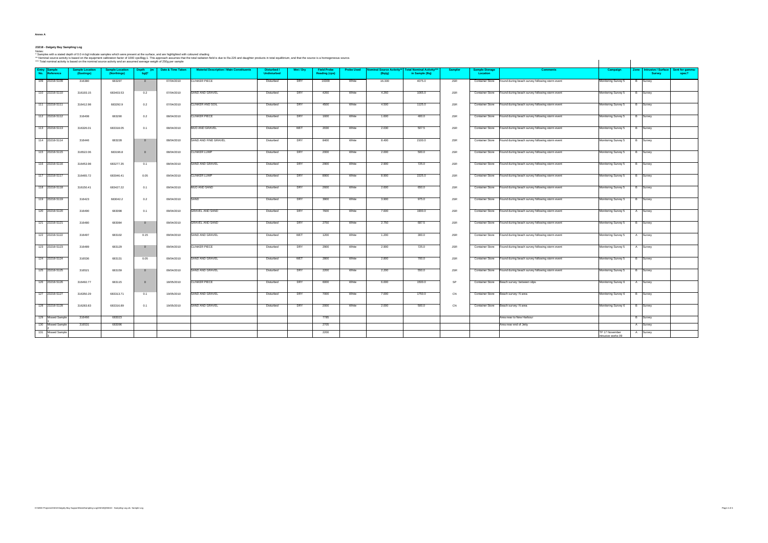**Annex A**

**23218 - Dalgety Bay Sampling Log**

Notes:
\* Samples with a stated depth of 0.0 m bgl indicate samples which were present at the surface, and are highlighted with coloured shading
\*\* Nominal source activity is based on the equipment calibration factor of 1000 cps/Bq g-1. This approach assumes that the total radiation field is due to Ra-226 and daughter products in total equilibrium, and that the source is a homogeneous source.
\*\*\* Total nominal activity is based on the nominal source activity and an assumed average weigth of 250g per sample

| Entry No. | Sample Reference | Sample Location (Eastings) | Sample Location (Northings) | Depth (m bgl)* | Date & Time Taken | Material Description / Main Constituents | Disturbed / Undisturbed | Wet / Dry | Field Probe Reading (cps) | Probe Used | Nominal Source Activity** (Bq/g) | Total Nominal Activity*** in Sample (Bq) | Sampler | Sample Storage Location | Comments | Campaign | Zone | Intrusive / Surface Survey | Sent for gamma-spec? |
|---|---|---|---|---|---|---|---|---|---|---|---|---|---|---|---|---|---|---|---|
| 109 | 23218-S109 | 316380 | 683297 | 0 | 07/04/2010 | CLINKER PIECE | Disturbed | DRY | 16300 | White | 16.300 | 4075.0 | JSR | Container Store | Found during beach survey following storm event | Monitoring Survey 5 | B | Survey | |
| 110 | 23218-S110 | 316193.15 | 683403.53 | 0.2 | 07/04/2010 | SAND AND GRAVEL | Disturbed | DRY | 4260 | White | 4.260 | 1065.0 | JSR | Container Store | Found during beach survey following storm event | Monitoring Survey 5 | B | Survey | |
| 111 | 23218-S111 | 316412.98 | 683292.9 | 0.2 | 07/04/2010 | CLINKER AND SOIL | Disturbed | DRY | 4500 | White | 4.500 | 1125.0 | JSR | Container Store | Found during beach survey following storm event | Monitoring Survey 5 | B | Survey | |
| 112 | 23218-S112 | 316408 | 683290 | 0.2 | 08/04/2010 | CLINKER PIECE | Disturbed | DRY | 1600 | White | 1.600 | 400.0 | JSR | Container Store | Found during beach survey following storm event | Monitoring Survey 5 | B | Survey | |
| 113 | 23218-S113 | 316326.01 | 683318.05 | 0.1 | 08/04/2010 | MUD AND GRAVEL | Disturbed | WET | 2030 | White | 2.030 | 507.5 | JSR | Container Store | Found during beach survey following storm event | Monitoring Survey 5 | B | Survey | |
| 114 | 23218-S114 | 316446 | 683228 | 0 | 08/04/2010 | SAND AND FINE GRAVEL | Disturbed | DRY | 8400 | White | 8.400 | 2100.0 | JSR | Container Store | Found during beach survey following storm event | Monitoring Survey 5 | B | Survey | |
| 115 | 23218-S115 | 316522.06 | 683196.8 | 0 | 08/04/2010 | CLINKER LUMP | Disturbed | DRY | 2000 | White | 2.000 | 500.0 | JSR | Container Store | Found during beach survey following storm event | Monitoring Survey 5 | B | Survey | |
| 116 | 23218-S116 | 316453.98 | 683277.35 | 0.1 | 08/04/2010 | SAND AND GRAVEL | Disturbed | DRY | 2900 | White | 2.900 | 725.0 | JSR | Container Store | Found during beach survey following storm event | Monitoring Survey 5 | B | Survey | |
| 117 | 23218-S117 | 316465.72 | 683046.41 | 0.05 | 09/04/2010 | CLINKER LUMP | Disturbed | DRY | 8900 | White | 8.900 | 2225.0 | JSR | Container Store | Found during beach survey following storm event | Monitoring Survey 5 | B | Survey | |
| 118 | 23218-S118 | 316150.41 | 683427.22 | 0.1 | 09/04/2010 | MUD AND SAND | Disturbed | DRY | 2600 | White | 2.600 | 650.0 | JSR | Container Store | Found during beach survey following storm event | Monitoring Survey 5 | B | Survey | |
| 119 | 23218-S119 | 316423 | 683042.2 | 0.2 | 09/04/2010 | SAND | Disturbed | DRY | 3900 | White | 3.900 | 975.0 | JSR | Container Store | Found during beach survey following storm event | Monitoring Survey 5 | B | Survey | |
| 120 | 23218-S120 | 316490 | 683098 | 0.1 | 09/04/2010 | GRAVEL AND SAND | Disturbed | DRY | 7600 | White | 7.600 | 1900.0 | JSR | Container Store | Found during beach survey following storm event | Monitoring Survey 5 | A | Survey | |
| 121 | 23218-S121 | 316480 | 683084 | 0 | 09/04/2010 | GRAVEL AND SAND | Disturbed | DRY | 2750 | White | 2.750 | 687.5 | JSR | Container Store | Found during beach survey following storm event | Monitoring Survey 5 | B | Survey | |
| 122 | 23218-S122 | 316497 | 683102 | 0.15 | 09/04/2010 | SAND AND GRAVEL | Disturbed | WET | 1200 | White | 1.200 | 300.0 | JSR | Container Store | Found during beach survey following storm event | Monitoring Survey 5 | A | Survey | |
| 123 | 23218-S123 | 316489 | 683129 | 0 | 09/04/2010 | CLINKER PIECE | Disturbed | DRY | 2900 | White | 2.900 | 725.0 | JSR | Container Store | Found during beach survey following storm event | Monitoring Survey 5 | A | Survey | |
| 124 | 23218-S124 | 316536 | 683131 | 0.05 | 09/04/2010 | SAND AND GRAVEL | Disturbed | WET | 2800 | White | 2.800 | 700.0 | JSR | Container Store | Found during beach survey following storm event | Monitoring Survey 5 | B | Survey | |
| 125 | 23218-S125 | 316521 | 683159 | 0 | 09/04/2010 | SAND AND GRAVEL | Disturbed | DRY | 2200 | White | 2.200 | 550.0 | JSR | Container Store | Found during beach survey following storm event | Monitoring Survey 5 | B | Survey | |
| 126 | 23218-S126 | 316492.77 | 683115 | 0 | 18/05/2010 | CLINKER PIECE | Disturbed | DRY | 6000 | White | 6.000 | 1500.0 | SP | Container Store | Beach survey: between slips | Monitoring Survey 6 | A | Survey | |
| 127 | 23218-S127 | 316350.29 | 683313.71 | 0.1 | 19/05/2010 | SAND AND GRAVEL | Disturbed | DRY | 7000 | White | 7.000 | 1750.0 | CN | Container Store | Beach survey: N area | Monitoring Survey 6 | B | Survey | |
| 128 | 23218-S128 | 316283.83 | 683316.89 | 0.1 | 19/05/2010 | SAND AND GRAVEL | Disturbed | DRY | 2000 | White | 2.000 | 500.0 | CN | Container Store | Beach survey: N area | Monitoring Survey 6 | B | Survey | |
| 129 | Missed Sample 1 | 316466 | 683023 | | | | | | 7785 | | | | | | Area near to New Harbour | | B | Survey | |
| 130 | Missed Sample 2 | 316531 | 683096 | | | | | | 2705 | | | | | | Area near end of Jetty | | A | Survey | |
| 131 | Missed Sample 3 | | | | | | | | 2200 | | | | | | | TP 17 November intrusive works 09 | A | Survey | |

H:\M00 Projects\23218 Dalgety Bay Support\Data\Sampling Log\23218Q06510 - Sampling Log.xls Sample Log